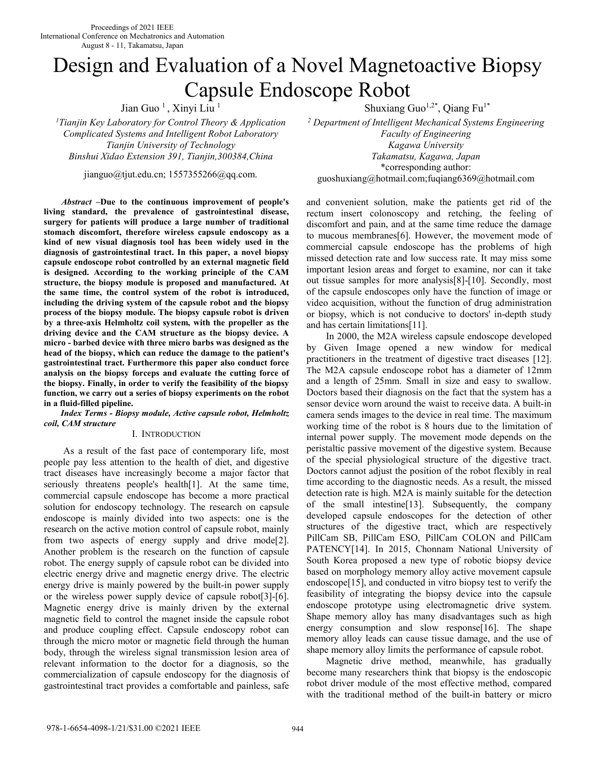# Design and Evaluation of a Novel Magnetoactive Biopsy Capsule Endoscope Robot

Jian Guo [1], Xinyi Liu [1]

[1]Tianjin Key Laboratory for Control Theory & Application Complicated Systems and Intelligent Robot Laboratory
Tianjin University of Technology
Binshui Xidao Extension 391, Tianjin,300384,China

jianguo@tjut.edu.cn; 1557355266@qq.com.

Shuxiang Guo[1,2*], Qiang Fu[1*]

[2] Department of Intelligent Mechanical Systems Engineering
Faculty of Engineering
Kagawa University
Takamatsu, Kagawa, Japan
*corresponding author:
guoshuxiang@hotmail.com;fuqiang6369@hotmail.com

***Abstract* –Due to the continuous improvement of people's living standard, the prevalence of gastrointestinal disease, surgery for patients will produce a large number of traditional stomach discomfort, therefore wireless capsule endoscopy as a kind of new visual diagnosis tool has been widely used in the diagnosis of gastrointestinal tract. In this paper, a novel biopsy capsule endoscope robot controlled by an external magnetic field is designed. According to the working principle of the CAM structure, the biopsy module is proposed and manufactured. At the same time, the control system of the robot is introduced, including the driving system of the capsule robot and the biopsy process of the biopsy module. The biopsy capsule robot is driven by a three-axis Helmholtz coil system, with the propeller as the driving device and the CAM structure as the biopsy device. A micro - barbed device with three micro barbs was designed as the head of the biopsy, which can reduce the damage to the patient's gastrointestinal tract. Furthermore this paper also conduct force analysis on the biopsy forceps and evaluate the cutting force of the biopsy. Finally, in order to verify the feasibility of the biopsy function, we carry out a series of biopsy experiments on the robot in a fluid-filled pipeline.**

***Index Terms* - Biopsy module, Active capsule robot, Helmholtz coil, CAM structure**

## I. Introduction

As a result of the fast pace of contemporary life, most people pay less attention to the health of diet, and digestive tract diseases have increasingly become a major factor that seriously threatens people's health[1]. At the same time, commercial capsule endoscope has become a more practical solution for endoscopy technology. The research on capsule endoscope is mainly divided into two aspects: one is the research on the active motion control of capsule robot, mainly from two aspects of energy supply and drive mode[2]. Another problem is the research on the function of capsule robot. The energy supply of capsule robot can be divided into electric energy drive and magnetic energy drive. The electric energy drive is mainly powered by the built-in power supply or the wireless power supply device of capsule robot[3]-[6]. Magnetic energy drive is mainly driven by the external magnetic field to control the magnet inside the capsule robot and produce coupling effect. Capsule endoscopy robot can through the micro motor or magnetic field through the human body, through the wireless signal transmission lesion area of relevant information to the doctor for a diagnosis, so the commercialization of capsule endoscopy for the diagnosis of gastrointestinal tract provides a comfortable and painless, safe and convenient solution, make the patients get rid of the rectum insert colonoscopy and retching, the feeling of discomfort and pain, and at the same time reduce the damage to mucous membranes[6]. However, the movement mode of commercial capsule endoscope has the problems of high missed detection rate and low success rate. It may miss some important lesion areas and forget to examine, nor can it take out tissue samples for more analysis[8]-[10]. Secondly, most of the capsule endoscopes only have the function of image or video acquisition, without the function of drug administration or biopsy, which is not conducive to doctors' in-depth study and has certain limitations[11].

In 2000, the M2A wireless capsule endoscope developed by Given Image opened a new window for medical practitioners in the treatment of digestive tract diseases [12]. The M2A capsule endoscope robot has a diameter of 12mm and a length of 25mm. Small in size and easy to swallow. Doctors based their diagnosis on the fact that the system has a sensor device worn around the waist to receive data. A built-in camera sends images to the device in real time. The maximum working time of the robot is 8 hours due to the limitation of internal power supply. The movement mode depends on the peristaltic passive movement of the digestive system. Because of the special physiological structure of the digestive tract. Doctors cannot adjust the position of the robot flexibly in real time according to the diagnostic needs. As a result, the missed detection rate is high. M2A is mainly suitable for the detection of the small intestine[13]. Subsequently, the company developed capsule endoscopes for the detection of other structures of the digestive tract, which are respectively PillCam SB, PillCam ESO, PillCam COLON and PillCam PATENCY[14]. In 2015, Chonnam National University of South Korea proposed a new type of robotic biopsy device based on morphology memory alloy active movement capsule endoscope[15], and conducted in vitro biopsy test to verify the feasibility of integrating the biopsy device into the capsule endoscope prototype using electromagnetic drive system. Shape memory alloy has many disadvantages such as high energy consumption and slow response[16]. The shape memory alloy leads can cause tissue damage, and the use of shape memory alloy limits the performance of capsule robot.

Magnetic drive method, meanwhile, has gradually become many researchers think that biopsy is the endoscopic robot driver module of the most effective method, compared with the traditional method of the built-in battery or micro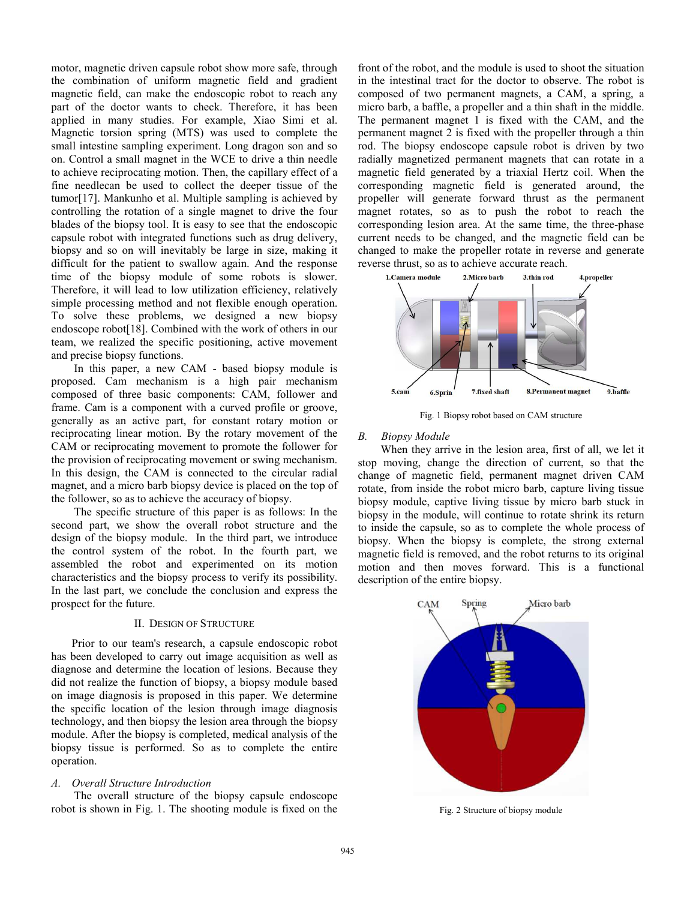motor, magnetic driven capsule robot show more safe, through the combination of uniform magnetic field and gradient magnetic field, can make the endoscopic robot to reach any part of the doctor wants to check. Therefore, it has been applied in many studies. For example, Xiao Simi et al. Magnetic torsion spring (MTS) was used to complete the small intestine sampling experiment. Long dragon son and so on. Control a small magnet in the WCE to drive a thin needle to achieve reciprocating motion. Then, the capillary effect of a fine needlecan be used to collect the deeper tissue of the tumor[17]. Mankunho et al. Multiple sampling is achieved by controlling the rotation of a single magnet to drive the four blades of the biopsy tool. It is easy to see that the endoscopic capsule robot with integrated functions such as drug delivery, biopsy and so on will inevitably be large in size, making it difficult for the patient to swallow again. And the response time of the biopsy module of some robots is slower. Therefore, it will lead to low utilization efficiency, relatively simple processing method and not flexible enough operation. To solve these problems, we designed a new biopsy endoscope robot[18]. Combined with the work of others in our team, we realized the specific positioning, active movement and precise biopsy functions.

In this paper, a new CAM - based biopsy module is proposed. Cam mechanism is a high pair mechanism composed of three basic components: CAM, follower and frame. Cam is a component with a curved profile or groove, generally as an active part, for constant rotary motion or reciprocating linear motion. By the rotary movement of the CAM or reciprocating movement to promote the follower for the provision of reciprocating movement or swing mechanism. In this design, the CAM is connected to the circular radial magnet, and a micro barb biopsy device is placed on the top of the follower, so as to achieve the accuracy of biopsy.

The specific structure of this paper is as follows: In the second part, we show the overall robot structure and the design of the biopsy module. In the third part, we introduce the control system of the robot. In the fourth part, we assembled the robot and experimented on its motion characteristics and the biopsy process to verify its possibility. In the last part, we conclude the conclusion and express the prospect for the future.

## II. Design of Structure

Prior to our team's research, a capsule endoscopic robot has been developed to carry out image acquisition as well as diagnose and determine the location of lesions. Because they did not realize the function of biopsy, a biopsy module based on image diagnosis is proposed in this paper. We determine the specific location of the lesion through image diagnosis technology, and then biopsy the lesion area through the biopsy module. After the biopsy is completed, medical analysis of the biopsy tissue is performed. So as to complete the entire operation.

### *A. Overall Structure Introduction*

The overall structure of the biopsy capsule endoscope robot is shown in Fig. 1. The shooting module is fixed on the front of the robot, and the module is used to shoot the situation in the intestinal tract for the doctor to observe. The robot is composed of two permanent magnets, a CAM, a spring, a micro barb, a baffle, a propeller and a thin shaft in the middle. The permanent magnet 1 is fixed with the CAM, and the permanent magnet 2 is fixed with the propeller through a thin rod. The biopsy endoscope capsule robot is driven by two radially magnetized permanent magnets that can rotate in a magnetic field generated by a triaxial Hertz coil. When the corresponding magnetic field is generated around, the propeller will generate forward thrust as the permanent magnet rotates, so as to push the robot to reach the corresponding lesion area. At the same time, the three-phase current needs to be changed, and the magnetic field can be changed to make the propeller rotate in reverse and generate reverse thrust, so as to achieve accurate reach.

Fig. 1 Biopsy robot based on CAM structure

### *B. Biopsy Module*

When they arrive in the lesion area, first of all, we let it stop moving, change the direction of current, so that the change of magnetic field, permanent magnet driven CAM rotate, from inside the robot micro barb, capture living tissue biopsy module, captive living tissue by micro barb stuck in biopsy in the module, will continue to rotate shrink its return to inside the capsule, so as to complete the whole process of biopsy. When the biopsy is complete, the strong external magnetic field is removed, and the robot returns to its original motion and then moves forward. This is a functional description of the entire biopsy.

Fig. 2 Structure of biopsy module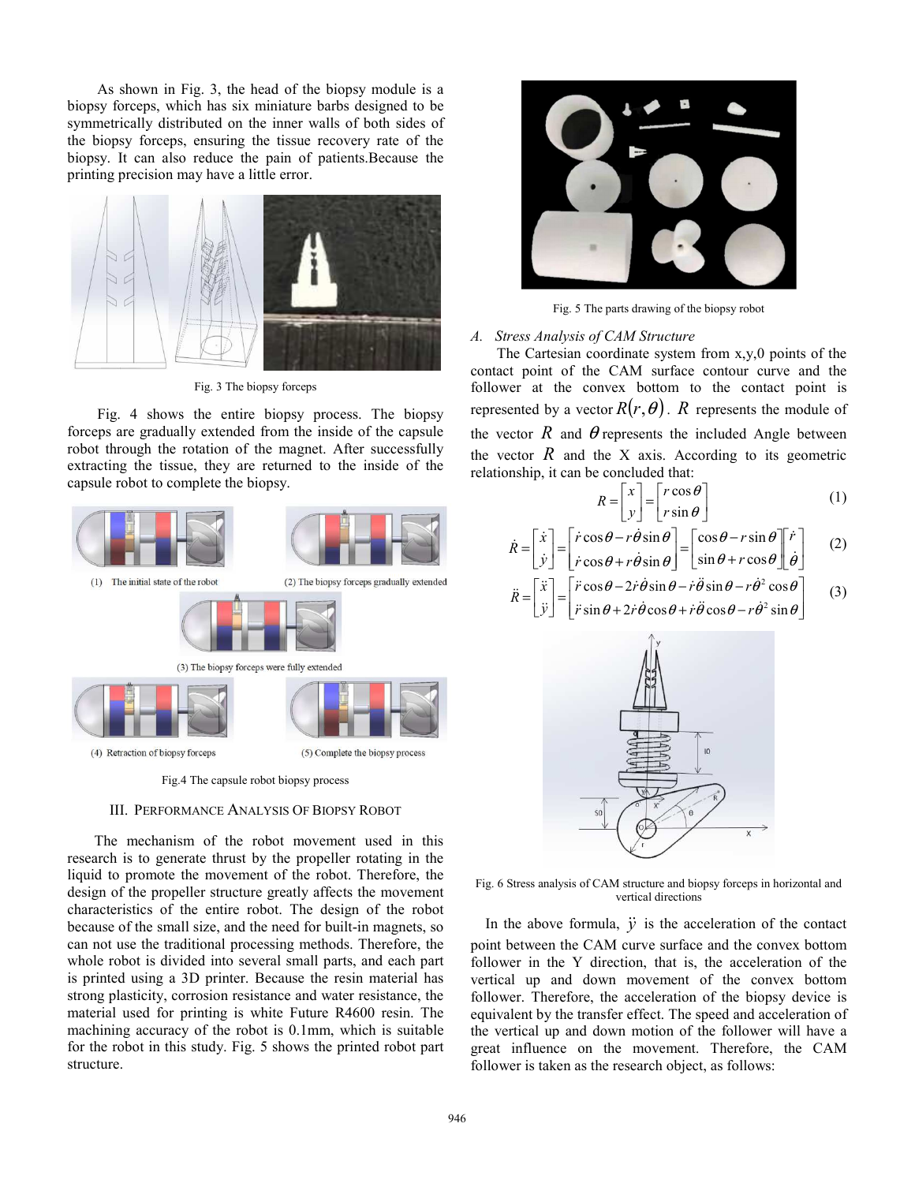As shown in Fig. 3, the head of the biopsy module is a biopsy forceps, which has six miniature barbs designed to be symmetrically distributed on the inner walls of both sides of the biopsy forceps, ensuring the tissue recovery rate of the biopsy. It can also reduce the pain of patients.Because the printing precision may have a little error.

Fig. 3 The biopsy forceps

Fig. 4 shows the entire biopsy process. The biopsy forceps are gradually extended from the inside of the capsule robot through the rotation of the magnet. After successfully extracting the tissue, they are returned to the inside of the capsule robot to complete the biopsy.

(1) The initial state of the robot (2) The biopsy forceps gradually extended

(3) The biopsy forceps were fully extended

(4) Retraction of biopsy forceps (5) Complete the biopsy process

Fig.4 The capsule robot biopsy process

## III. PERFORMANCE ANALYSIS OF BIOPSY ROBOT

The mechanism of the robot movement used in this research is to generate thrust by the propeller rotating in the liquid to promote the movement of the robot. Therefore, the design of the propeller structure greatly affects the movement characteristics of the entire robot. The design of the robot because of the small size, and the need for built-in magnets, so can not use the traditional processing methods. Therefore, the whole robot is divided into several small parts, and each part is printed using a 3D printer. Because the resin material has strong plasticity, corrosion resistance and water resistance, the material used for printing is white Future R4600 resin. The machining accuracy of the robot is 0.1mm, which is suitable for the robot in this study. Fig. 5 shows the printed robot part structure.

Fig. 5 The parts drawing of the biopsy robot

### *A. Stress Analysis of CAM Structure*

The Cartesian coordinate system from x,y,0 points of the contact point of the CAM surface contour curve and the follower at the convex bottom to the contact point is represented by a vector $R(r,\theta)$. $R$ represents the module of the vector $R$ and $\theta$ represents the included Angle between the vector $R$ and the X axis. According to its geometric relationship, it can be concluded that:

$$R = \begin{bmatrix} x \\ y \end{bmatrix} = \begin{bmatrix} r\cos\theta \\ r\sin\theta \end{bmatrix} \tag{1}$$

$$\dot{R} = \begin{bmatrix} \dot{x} \\ \dot{y} \end{bmatrix} = \begin{bmatrix} \dot{r}\cos\theta - r\dot{\theta}\sin\theta \\ \dot{r}\cos\theta + r\dot{\theta}\sin\theta \end{bmatrix} = \begin{bmatrix} \cos\theta - r\sin\theta \\ \sin\theta + r\cos\theta \end{bmatrix} \begin{bmatrix} \dot{r} \\ \dot{\theta} \end{bmatrix} \tag{2}$$

$$\ddot{R} = \begin{bmatrix} \ddot{x} \\ \ddot{y} \end{bmatrix} = \begin{bmatrix} \ddot{r}\cos\theta - 2\dot{r}\dot{\theta}\sin\theta - \dot{r}\ddot{\theta}\sin\theta - r\dot{\theta}^2\cos\theta \\ \ddot{r}\sin\theta + 2\dot{r}\dot{\theta}\cos\theta + \dot{r}\ddot{\theta}\cos\theta - r\dot{\theta}^2\sin\theta \end{bmatrix} \tag{3}$$

Fig. 6 Stress analysis of CAM structure and biopsy forceps in horizontal and vertical directions

In the above formula, $\ddot{y}$ is the acceleration of the contact point between the CAM curve surface and the convex bottom follower in the Y direction, that is, the acceleration of the vertical up and down movement of the convex bottom follower. Therefore, the acceleration of the biopsy device is equivalent by the transfer effect. The speed and acceleration of the vertical up and down motion of the follower will have a great influence on the movement. Therefore, the CAM follower is taken as the research object, as follows: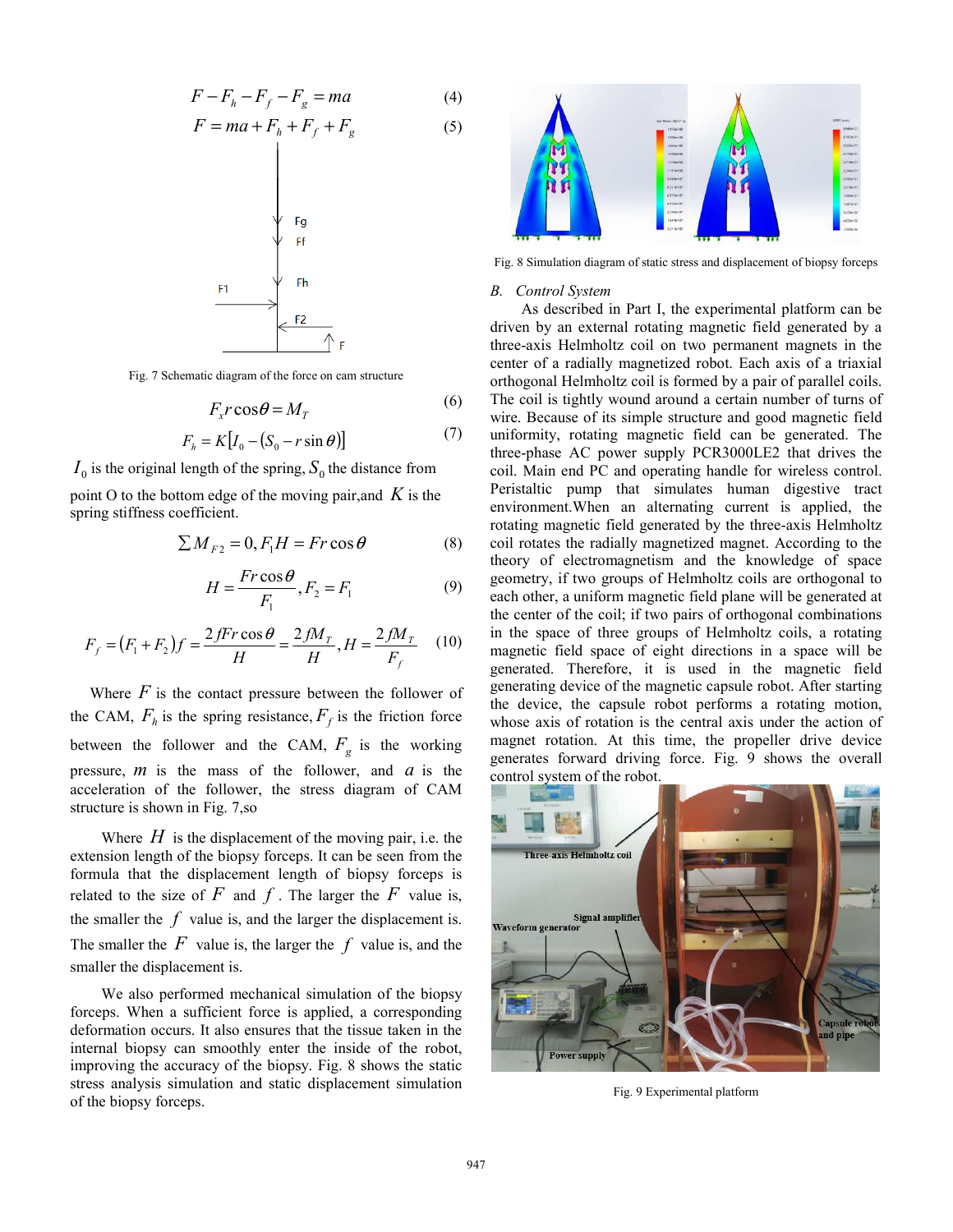$$F - F_h - F_f - F_g = ma \tag{4}$$

$$F = ma + F_h + F_f + F_g \tag{5}$$

Fig. 7 Schematic diagram of the force on cam structure

$$F_x r \cos\theta = M_T \tag{6}$$

$$F_h = K\left[I_0 - \left(S_0 - r\sin\theta\right)\right] \tag{7}$$

$I_0$ is the original length of the spring, $S_0$ the distance from point O to the bottom edge of the moving pair,and $K$ is the spring stiffness coefficient.

$$\sum M_{F2} = 0, F_1 H = Fr\cos\theta \tag{8}$$

$$H = \frac{Fr\cos\theta}{F_1}, F_2 = F_1 \tag{9}$$

$$F_f = \left(F_1 + F_2\right)f = \frac{2fFr\cos\theta}{H} = \frac{2fM_T}{H}, H = \frac{2fM_T}{F_f} \tag{10}$$

Where $F$ is the contact pressure between the follower of the CAM, $F_h$ is the spring resistance, $F_f$ is the friction force between the follower and the CAM, $F_g$ is the working pressure, $m$ is the mass of the follower, and $a$ is the acceleration of the follower, the stress diagram of CAM structure is shown in Fig. 7,so

Where $H$ is the displacement of the moving pair, i.e. the extension length of the biopsy forceps. It can be seen from the formula that the displacement length of biopsy forceps is related to the size of $F$ and $f$. The larger the $F$ value is, the smaller the $f$ value is, and the larger the displacement is. The smaller the $F$ value is, the larger the $f$ value is, and the smaller the displacement is.

We also performed mechanical simulation of the biopsy forceps. When a sufficient force is applied, a corresponding deformation occurs. It also ensures that the tissue taken in the internal biopsy can smoothly enter the inside of the robot, improving the accuracy of the biopsy. Fig. 8 shows the static stress analysis simulation and static displacement simulation of the biopsy forceps.

Fig. 8 Simulation diagram of static stress and displacement of biopsy forceps

### *B. Control System*

As described in Part I, the experimental platform can be driven by an external rotating magnetic field generated by a three-axis Helmholtz coil on two permanent magnets in the center of a radially magnetized robot. Each axis of a triaxial orthogonal Helmholtz coil is formed by a pair of parallel coils. The coil is tightly wound around a certain number of turns of wire. Because of its simple structure and good magnetic field uniformity, rotating magnetic field can be generated. The three-phase AC power supply PCR3000LE2 that drives the coil. Main end PC and operating handle for wireless control. Peristaltic pump that simulates human digestive tract environment.When an alternating current is applied, the rotating magnetic field generated by the three-axis Helmholtz coil rotates the radially magnetized magnet. According to the theory of electromagnetism and the knowledge of space geometry, if two groups of Helmholtz coils are orthogonal to each other, a uniform magnetic field plane will be generated at the center of the coil; if two pairs of orthogonal combinations in the space of three groups of Helmholtz coils, a rotating magnetic field space of eight directions in a space will be generated. Therefore, it is used in the magnetic field generating device of the magnetic capsule robot. After starting the device, the capsule robot performs a rotating motion, whose axis of rotation is the central axis under the action of magnet rotation. At this time, the propeller drive device generates forward driving force. Fig. 9 shows the overall control system of the robot.

Fig. 9 Experimental platform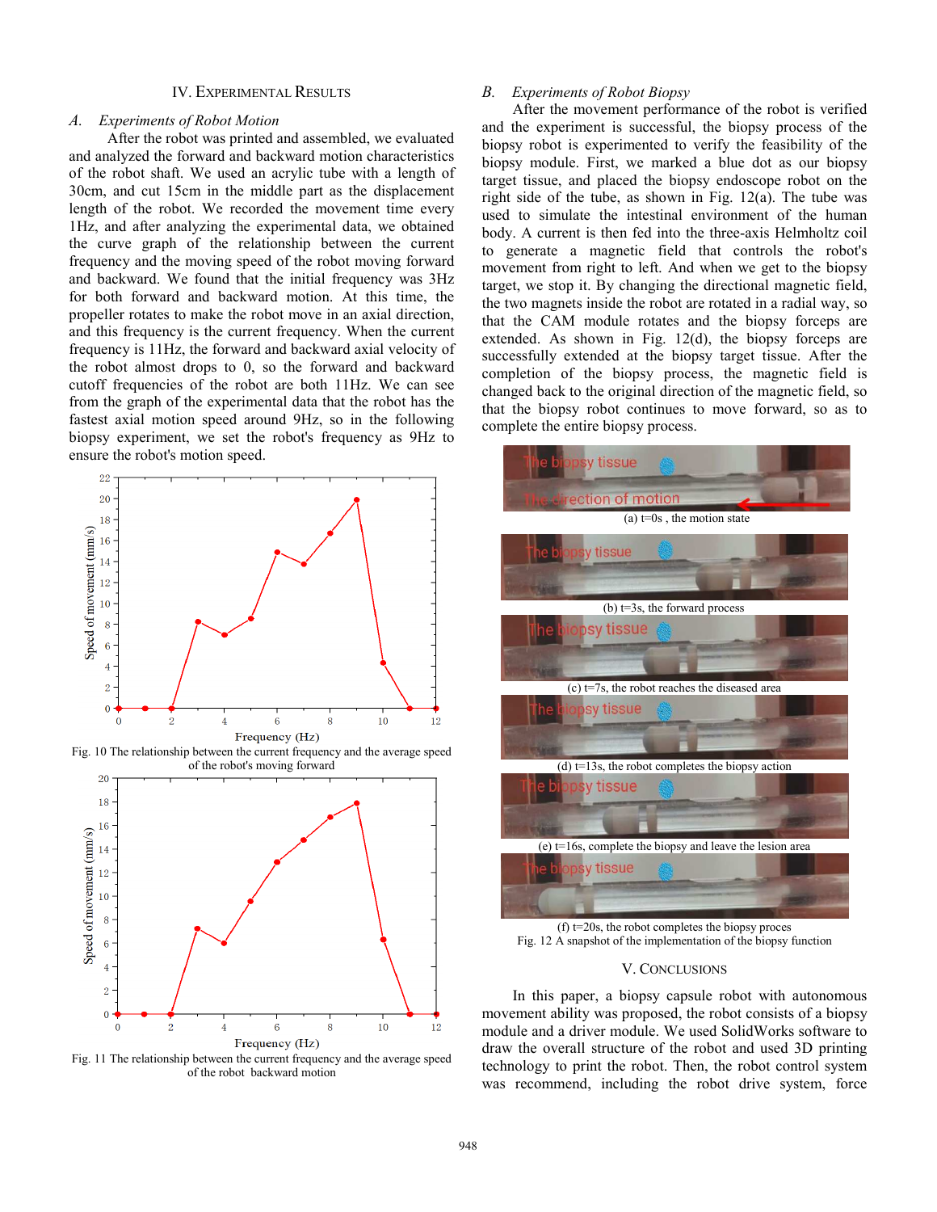## IV. EXPERIMENTAL RESULTS

### *A. Experiments of Robot Motion*

After the robot was printed and assembled, we evaluated and analyzed the forward and backward motion characteristics of the robot shaft. We used an acrylic tube with a length of 30cm, and cut 15cm in the middle part as the displacement length of the robot. We recorded the movement time every 1Hz, and after analyzing the experimental data, we obtained the curve graph of the relationship between the current frequency and the moving speed of the robot moving forward and backward. We found that the initial frequency was 3Hz for both forward and backward motion. At this time, the propeller rotates to make the robot move in an axial direction, and this frequency is the current frequency. When the current frequency is 11Hz, the forward and backward axial velocity of the robot almost drops to 0, so the forward and backward cutoff frequencies of the robot are both 11Hz. We can see from the graph of the experimental data that the robot has the fastest axial motion speed around 9Hz, so in the following biopsy experiment, we set the robot's frequency as 9Hz to ensure the robot's motion speed.

Fig. 10 The relationship between the current frequency and the average speed of the robot's moving forward

Fig. 11 The relationship between the current frequency and the average speed of the robot backward motion

### *B. Experiments of Robot Biopsy*

After the movement performance of the robot is verified and the experiment is successful, the biopsy process of the biopsy robot is experimented to verify the feasibility of the biopsy module. First, we marked a blue dot as our biopsy target tissue, and placed the biopsy endoscope robot on the right side of the tube, as shown in Fig. 12(a). The tube was used to simulate the intestinal environment of the human body. A current is then fed into the three-axis Helmholtz coil to generate a magnetic field that controls the robot's movement from right to left. And when we get to the biopsy target, we stop it. By changing the directional magnetic field, the two magnets inside the robot are rotated in a radial way, so that the CAM module rotates and the biopsy forceps are extended. As shown in Fig. 12(d), the biopsy forceps are successfully extended at the biopsy target tissue. After the completion of the biopsy process, the magnetic field is changed back to the original direction of the magnetic field, so that the biopsy robot continues to move forward, so as to complete the entire biopsy process.

(a) t=0s , the motion state

(b) t=3s, the forward process

(c) t=7s, the robot reaches the diseased area

(d) t=13s, the robot completes the biopsy action

(e) t=16s, complete the biopsy and leave the lesion area

(f) t=20s, the robot completes the biopsy proces

Fig. 12 A snapshot of the implementation of the biopsy function

## V. CONCLUSIONS

In this paper, a biopsy capsule robot with autonomous movement ability was proposed, the robot consists of a biopsy module and a driver module. We used SolidWorks software to draw the overall structure of the robot and used 3D printing technology to print the robot. Then, the robot control system was recommend, including the robot drive system, force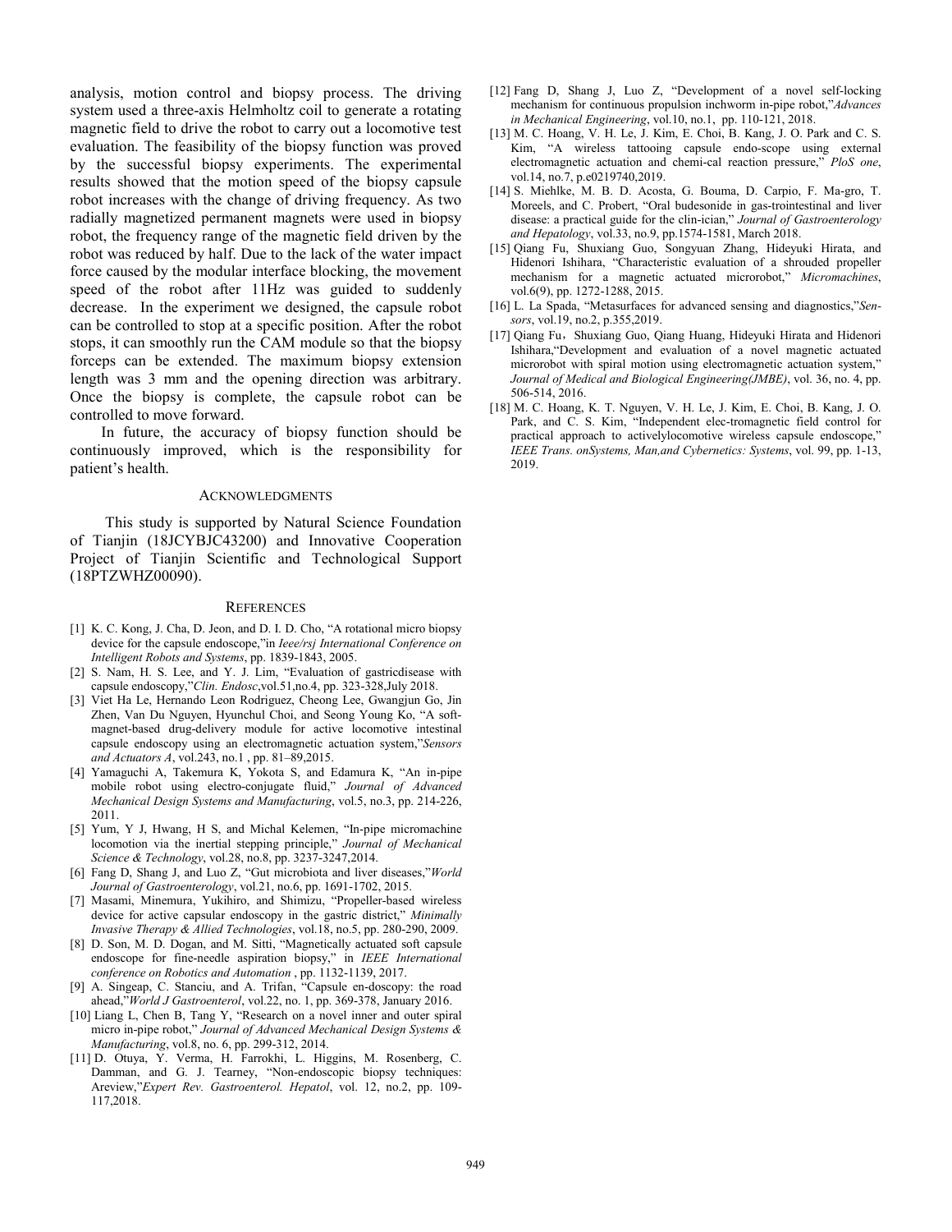analysis, motion control and biopsy process. The driving system used a three-axis Helmholtz coil to generate a rotating magnetic field to drive the robot to carry out a locomotive test evaluation. The feasibility of the biopsy function was proved by the successful biopsy experiments. The experimental results showed that the motion speed of the biopsy capsule robot increases with the change of driving frequency. As two radially magnetized permanent magnets were used in biopsy robot, the frequency range of the magnetic field driven by the robot was reduced by half. Due to the lack of the water impact force caused by the modular interface blocking, the movement speed of the robot after 11Hz was guided to suddenly decrease. In the experiment we designed, the capsule robot can be controlled to stop at a specific position. After the robot stops, it can smoothly run the CAM module so that the biopsy forceps can be extended. The maximum biopsy extension length was 3 mm and the opening direction was arbitrary. Once the biopsy is complete, the capsule robot can be controlled to move forward.

In future, the accuracy of biopsy function should be continuously improved, which is the responsibility for patient's health.

## Acknowledgments

This study is supported by Natural Science Foundation of Tianjin (18JCYBJC43200) and Innovative Cooperation Project of Tianjin Scientific and Technological Support (18PTZWHZ00090).

## References

[1] K. C. Kong, J. Cha, D. Jeon, and D. I. D. Cho, "A rotational micro biopsy device for the capsule endoscope,"in *Ieee/rsj International Conference on Intelligent Robots and Systems*, pp. 1839-1843, 2005.

[2] S. Nam, H. S. Lee, and Y. J. Lim, "Evaluation of gastricdisease with capsule endoscopy,"*Clin. Endosc*,vol.51,no.4, pp. 323-328,July 2018.

[3] Viet Ha Le, Hernando Leon Rodriguez, Cheong Lee, Gwangjun Go, Jin Zhen, Van Du Nguyen, Hyunchul Choi, and Seong Young Ko, "A soft-magnet-based drug-delivery module for active locomotive intestinal capsule endoscopy using an electromagnetic actuation system,"*Sensors and Actuators A*, vol.243, no.1 , pp. 81–89,2015.

[4] Yamaguchi A, Takemura K, Yokota S, and Edamura K, "An in-pipe mobile robot using electro-conjugate fluid," *Journal of Advanced Mechanical Design Systems and Manufacturing*, vol.5, no.3, pp. 214-226, 2011.

[5] Yum, Y J, Hwang, H S, and Michal Kelemen, "In-pipe micromachine locomotion via the inertial stepping principle," *Journal of Mechanical Science & Technology*, vol.28, no.8, pp. 3237-3247,2014.

[6] Fang D, Shang J, and Luo Z, "Gut microbiota and liver diseases,"*World Journal of Gastroenterology*, vol.21, no.6, pp. 1691-1702, 2015.

[7] Masami, Minemura, Yukihiro, and Shimizu, "Propeller-based wireless device for active capsular endoscopy in the gastric district," *Minimally Invasive Therapy & Allied Technologies*, vol.18, no.5, pp. 280-290, 2009.

[8] D. Son, M. D. Dogan, and M. Sitti, "Magnetically actuated soft capsule endoscope for fine-needle aspiration biopsy," in *IEEE International conference on Robotics and Automation* , pp. 1132-1139, 2017.

[9] A. Singeap, C. Stanciu, and A. Trifan, "Capsule en-doscopy: the road ahead,"*World J Gastroenterol*, vol.22, no. 1, pp. 369-378, January 2016.

[10] Liang L, Chen B, Tang Y, "Research on a novel inner and outer spiral micro in-pipe robot," *Journal of Advanced Mechanical Design Systems & Manufacturing*, vol.8, no. 6, pp. 299-312, 2014.

[11] D. Otuya, Y. Verma, H. Farrokhi, L. Higgins, M. Rosenberg, C. Damman, and G. J. Tearney, "Non-endoscopic biopsy techniques: Areview,"*Expert Rev. Gastroenterol. Hepatol*, vol. 12, no.2, pp. 109-117,2018.

[12] Fang D, Shang J, Luo Z, "Development of a novel self-locking mechanism for continuous propulsion inchworm in-pipe robot,"*Advances in Mechanical Engineering*, vol.10, no.1, pp. 110-121, 2018.

[13] M. C. Hoang, V. H. Le, J. Kim, E. Choi, B. Kang, J. O. Park and C. S. Kim, "A wireless tattooing capsule endo-scope using external electromagnetic actuation and chemi-cal reaction pressure," *PloS one*, vol.14, no.7, p.e0219740,2019.

[14] S. Miehlke, M. B. D. Acosta, G. Bouma, D. Carpio, F. Ma-gro, T. Moreels, and C. Probert, "Oral budesonide in gas-trointestinal and liver disease: a practical guide for the clin-ician," *Journal of Gastroenterology and Hepatology*, vol.33, no.9, pp.1574-1581, March 2018.

[15] Qiang Fu, Shuxiang Guo, Songyuan Zhang, Hideyuki Hirata, and Hidenori Ishihara, "Characteristic evaluation of a shrouded propeller mechanism for a magnetic actuated microrobot," *Micromachines*, vol.6(9), pp. 1272-1288, 2015.

[16] L. La Spada, "Metasurfaces for advanced sensing and diagnostics,"*Sensors*, vol.19, no.2, p.355,2019.

[17] Qiang Fu，Shuxiang Guo, Qiang Huang, Hideyuki Hirata and Hidenori Ishihara,"Development and evaluation of a novel magnetic actuated microrobot with spiral motion using electromagnetic actuation system," *Journal of Medical and Biological Engineering(JMBE)*, vol. 36, no. 4, pp. 506-514, 2016.

[18] M. C. Hoang, K. T. Nguyen, V. H. Le, J. Kim, E. Choi, B. Kang, J. O. Park, and C. S. Kim, "Independent elec-tromagnetic field control for practical approach to activelylocomotive wireless capsule endoscope," *IEEE Trans. onSystems, Man,and Cybernetics: Systems*, vol. 99, pp. 1-13, 2019.